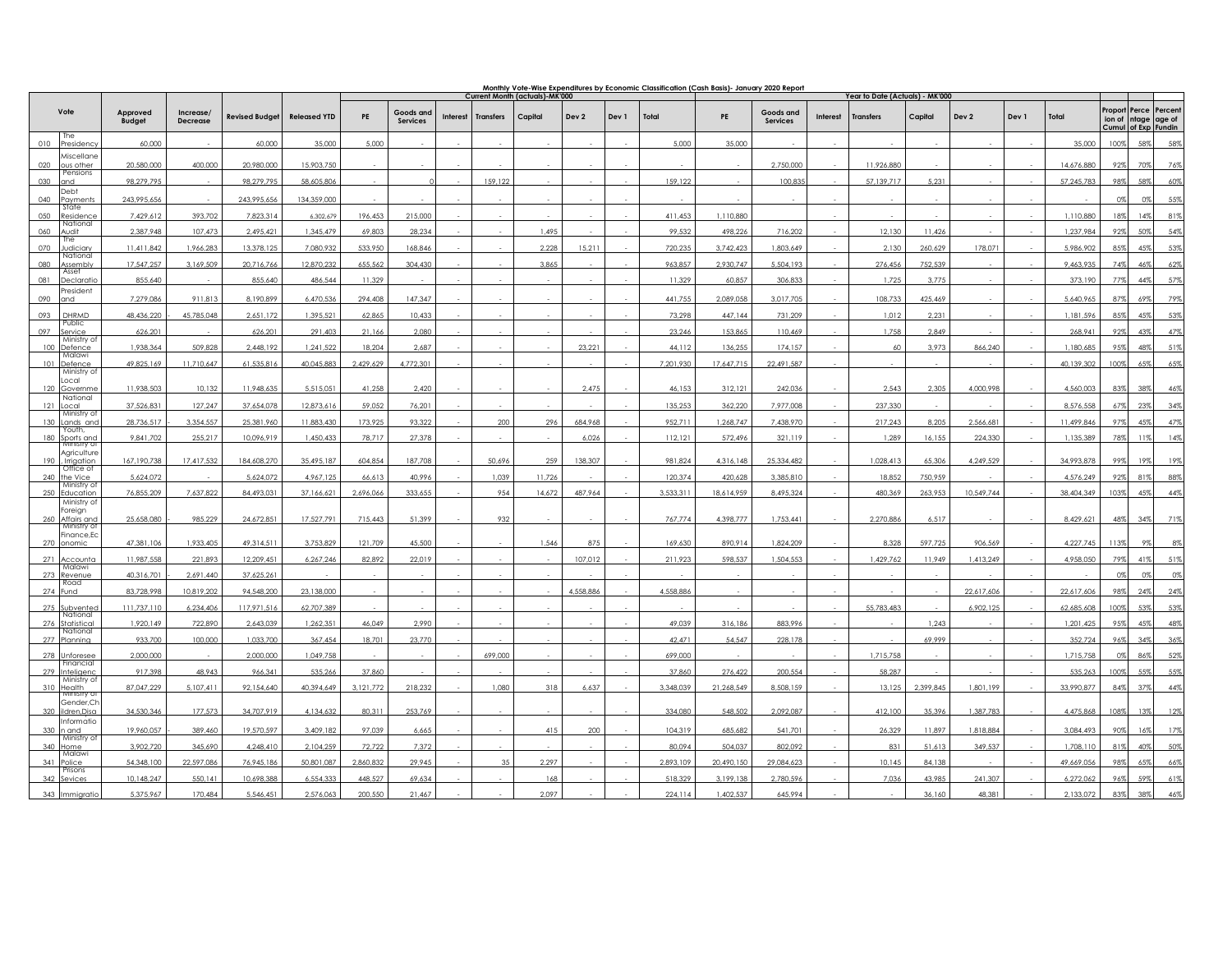# Monthly Vote-Wise Expenditures by Economic Classification (Cash Basis)- January 2020 Report

| Vote | | Approved Budget | Increase/ Decrease | Revised Budget | Released YTD | Current Month (actuals)-MK'000 | | | | | | | | Year to Date (Actuals) - MK'000 | | | | | | | | Proportion of Cumul | Percentage of Exp | Percentage of Fundin |
|---|---|---|---|---|---|---|---|---|---|---|---|---|---|---|---|---|---|---|---|---|---|---|---|---|
| | | | | | | PE | Goods and Services | Interest | Transfers | Capital | Dev 2 | Dev 1 | Total | PE | Goods and Services | Interest | Transfers | Capital | Dev 2 | Dev 1 | Total | | | |
| 010 | The Presidency | 60,000 | - | 60,000 | 35,000 | 5,000 | - | - | - | - | - | - | 5,000 | 35,000 | - | - | - | - | - | - | 35,000 | 100% | 58% | 58% |
| 020 | Miscellaneous other | 20,580,000 | 400,000 | 20,980,000 | 15,903,750 | - | - | - | - | - | - | - | - | - | 2,750,000 | - | 11,926,880 | - | - | - | 14,676,880 | 92% | 70% | 76% |
| 030 | Pensions and | 98,279,795 | - | 98,279,795 | 58,605,806 | - | 0 | - | 159,122 | - | - | - | 159,122 | - | 100,835 | - | 57,139,717 | 5,231 | - | - | 57,245,783 | 98% | 58% | 60% |
| 040 | Debt Payments | 243,995,656 | - | 243,995,656 | 134,359,000 | - | - | - | - | - | - | - | - | - | - | - | - | - | - | - | - | 0% | 0% | 55% |
| 050 | State Residence | 7,429,612 | 393,702 | 7,823,314 | 6,302,679 | 196,453 | 215,000 | - | - | - | - | - | 411,453 | 1,110,880 | | - | - | - | - | - | 1,110,880 | 18% | 14% | 81% |
| 060 | National Audit | 2,387,948 | 107,473 | 2,495,421 | 1,345,479 | 69,803 | 28,234 | - | - | 1,495 | - | - | 99,532 | 498,226 | 716,202 | - | 12,130 | 11,426 | - | - | 1,237,984 | 92% | 50% | 54% |
| 070 | The Judiciary | 11,411,842 | 1,966,283 | 13,378,125 | 7,080,932 | 533,950 | 168,846 | - | - | 2,228 | 15,211 | - | 720,235 | 3,742,423 | 1,803,649 | - | 2,130 | 260,629 | 178,071 | - | 5,986,902 | 85% | 45% | 53% |
| 080 | National Assembly | 17,547,257 | 3,169,509 | 20,716,766 | 12,870,232 | 655,562 | 304,430 | - | - | 3,865 | - | - | 963,857 | 2,930,747 | 5,504,193 | - | 276,456 | 752,539 | - | - | 9,463,935 | 74% | 46% | 62% |
| 081 | Asset Declaratio | 855,640 | - | 855,640 | 486,544 | 11,329 | - | - | - | - | - | - | 11,329 | 60,857 | 306,833 | - | 1,725 | 3,775 | - | - | 373,190 | 77% | 44% | 57% |
| 090 | President and | 7,279,086 | 911,813 | 8,190,899 | 6,470,536 | 294,408 | 147,347 | - | - | - | - | - | 441,755 | 2,089,058 | 3,017,705 | - | 108,733 | 425,469 | - | - | 5,640,965 | 87% | 69% | 79% |
| 093 | DHRMD | 48,436,220 | - 45,785,048 | 2,651,172 | 1,395,521 | 62,865 | 10,433 | - | - | - | - | - | 73,298 | 447,144 | 731,209 | - | 1,012 | 2,231 | - | - | 1,181,596 | 85% | 45% | 53% |
| 097 | Public Service | 626,201 | - | 626,201 | 291,403 | 21,166 | 2,080 | - | - | - | - | - | 23,246 | 153,865 | 110,469 | - | 1,758 | 2,849 | - | - | 268,941 | 92% | 43% | 47% |
| 100 | Ministry of Defence | 1,938,364 | 509,828 | 2,448,192 | 1,241,522 | 18,204 | 2,687 | - | - | - | 23,221 | - | 44,112 | 136,255 | 174,157 | - | 60 | 3,973 | 866,240 | - | 1,180,685 | 95% | 48% | 51% |
| 101 | Malawi Defence | 49,825,169 | 11,710,647 | 61,535,816 | 40,045,883 | 2,429,629 | 4,772,301 | - | - | - | - | - | 7,201,930 | 17,647,715 | 22,491,587 | - | - | - | - | - | 40,139,302 | 100% | 65% | 65% |
| 120 | Ministry of Local Governme | 11,938,503 | 10,132 | 11,948,635 | 5,515,051 | 41,258 | 2,420 | - | - | - | 2,475 | - | 46,153 | 312,121 | 242,036 | - | 2,543 | 2,305 | 4,000,998 | - | 4,560,003 | 83% | 38% | 46% |
| 121 | National Local | 37,526,831 | 127,247 | 37,654,078 | 12,873,616 | 59,052 | 76,201 | - | - | - | - | - | 135,253 | 362,220 | 7,977,008 | - | 237,330 | - | - | - | 8,576,558 | 67% | 23% | 34% |
| 130 | Ministry of Lands and | 28,736,517 | - 3,354,557 | 25,381,960 | 11,883,430 | 173,925 | 93,322 | - | 200 | 296 | 684,968 | - | 952,711 | 1,268,747 | 7,438,970 | - | 217,243 | 8,205 | 2,566,681 | - | 11,499,846 | 97% | 45% | 47% |
| 180 | Youth, Sports and | 9,841,702 | 255,217 | 10,096,919 | 1,450,433 | 78,717 | 27,378 | - | - | - | 6,026 | - | 112,121 | 572,496 | 321,119 | - | 1,289 | 16,155 | 224,330 | - | 1,135,389 | 78% | 11% | 14% |
| 190 | Ministry of Agriculture, Irrigation | 167,190,738 | 17,417,532 | 184,608,270 | 35,495,187 | 604,854 | 187,708 | - | 50,696 | 259 | 138,307 | - | 981,824 | 4,316,148 | 25,334,482 | - | 1,028,413 | 65,306 | 4,249,529 | - | 34,993,878 | 99% | 19% | 19% |
| 240 | Office of the Vice | 5,624,072 | - | 5,624,072 | 4,967,125 | 66,613 | 40,996 | - | 1,039 | 11,726 | - | - | 120,374 | 420,628 | 3,385,810 | - | 18,852 | 750,959 | - | - | 4,576,249 | 92% | 81% | 88% |
| 250 | Ministry of Education | 76,855,209 | 7,637,822 | 84,493,031 | 37,166,621 | 2,696,066 | 333,655 | - | 954 | 14,672 | 487,964 | - | 3,533,311 | 18,614,959 | 8,495,324 | - | 480,369 | 263,953 | 10,549,744 | - | 38,404,349 | 103% | 45% | 44% |
| 260 | Ministry of Foreign Affairs and | 25,658,080 | - 985,229 | 24,672,851 | 17,527,791 | 715,443 | 51,399 | - | 932 | - | - | - | 767,774 | 4,398,777 | 1,753,441 | - | 2,270,886 | 6,517 | - | - | 8,429,621 | 48% | 34% | 71% |
| 270 | Ministry of Finance, Economic | 47,381,106 | 1,933,405 | 49,314,511 | 3,753,829 | 121,709 | 45,500 | - | - | 1,546 | 875 | - | 169,630 | 890,914 | 1,824,209 | - | 8,328 | 597,725 | 906,569 | - | 4,227,745 | 113% | 9% | 8% |
| 271 | Accounta | 11,987,558 | 221,893 | 12,209,451 | 6,267,246 | 82,892 | 22,019 | - | - | - | 107,012 | - | 211,923 | 598,537 | 1,504,553 | - | 1,429,762 | 11,949 | 1,413,249 | - | 4,958,050 | 79% | 41% | 51% |
| 273 | Malawi Revenue | 40,316,701 | - 2,691,440 | 37,625,261 | - | - | - | - | - | - | - | - | - | - | - | - | - | - | - | - | - | 0% | 0% | 0% |
| 274 | Road Fund | 83,728,998 | 10,819,202 | 94,548,200 | 23,138,000 | - | - | - | - | - | 4,558,886 | - | 4,558,886 | - | - | - | - | - | 22,617,606 | - | 22,617,606 | 98% | 24% | 24% |
| 275 | Subvented | 111,737,110 | 6,234,406 | 117,971,516 | 62,707,389 | - | - | - | - | - | - | - | - | - | - | - | 55,783,483 | - | 6,902,125 | - | 62,685,608 | 100% | 53% | 53% |
| 276 | National Statistical | 1,920,149 | 722,890 | 2,643,039 | 1,262,351 | 46,049 | 2,990 | - | - | - | - | - | 49,039 | 316,186 | 883,996 | - | - | 1,243 | - | - | 1,201,425 | 95% | 45% | 48% |
| 277 | National Planning | 933,700 | 100,000 | 1,033,700 | 367,454 | 18,701 | 23,770 | - | - | - | - | - | 42,471 | 54,547 | 228,178 | - | - | 69,999 | - | - | 352,724 | 96% | 34% | 36% |
| 278 | Unforesee | 2,000,000 | - | 2,000,000 | 1,049,758 | - | - | - | 699,000 | - | - | - | 699,000 | - | - | - | 1,715,758 | - | - | - | 1,715,758 | 0% | 86% | 52% |
| 279 | Financial Intelligenc | 917,398 | 48,943 | 966,341 | 535,266 | 37,860 | - | - | - | - | - | - | 37,860 | 276,422 | 200,554 | - | 58,287 | - | - | - | 535,263 | 100% | 55% | 55% |
| 310 | Ministry of Health | 87,047,229 | 5,107,411 | 92,154,640 | 40,394,649 | 3,121,772 | 218,232 | - | 1,080 | 318 | 6,637 | - | 3,348,039 | 21,268,549 | 8,508,159 | - | 13,125 | 2,399,845 | 1,801,199 | - | 33,990,877 | 84% | 37% | 44% |
| 320 | Ministry of Gender, Children, Disa | 34,530,346 | 177,573 | 34,707,919 | 4,134,632 | 80,311 | 253,769 | - | - | - | - | - | 334,080 | 548,502 | 2,092,087 | - | 412,100 | 35,396 | 1,387,783 | - | 4,475,868 | 108% | 13% | 12% |
| 330 | Informatio n and | 19,960,057 | - 389,460 | 19,570,597 | 3,409,182 | 97,039 | 6,665 | - | - | 415 | 200 | - | 104,319 | 685,682 | 541,701 | - | 26,329 | 11,897 | 1,818,884 | - | 3,084,493 | 90% | 16% | 17% |
| 340 | Ministry of Home | 3,902,720 | 345,690 | 4,248,410 | 2,104,259 | 72,722 | 7,372 | - | - | - | - | - | 80,094 | 504,037 | 802,092 | - | 831 | 51,613 | 349,537 | - | 1,708,110 | 81% | 40% | 50% |
| 341 | Malawi Police | 54,348,100 | 22,597,086 | 76,945,186 | 50,801,087 | 2,860,832 | 29,945 | - | 35 | 2,297 | - | - | 2,893,109 | 20,490,150 | 29,084,623 | - | 10,145 | 84,138 | - | - | 49,669,056 | 98% | 65% | 66% |
| 342 | Prisons Sevices | 10,148,247 | 550,141 | 10,698,388 | 6,554,333 | 448,527 | 69,634 | - | - | 168 | - | - | 518,329 | 3,199,138 | 2,780,596 | - | 7,036 | 43,985 | 241,307 | - | 6,272,062 | 96% | 59% | 61% |
| 343 | Immigratio | 5,375,967 | 170,484 | 5,546,451 | 2,576,063 | 200,550 | 21,467 | - | - | 2,097 | - | - | 224,114 | 1,402,537 | 645,994 | - | - | 36,160 | 48,381 | - | 2,133,072 | 83% | 38% | 46% |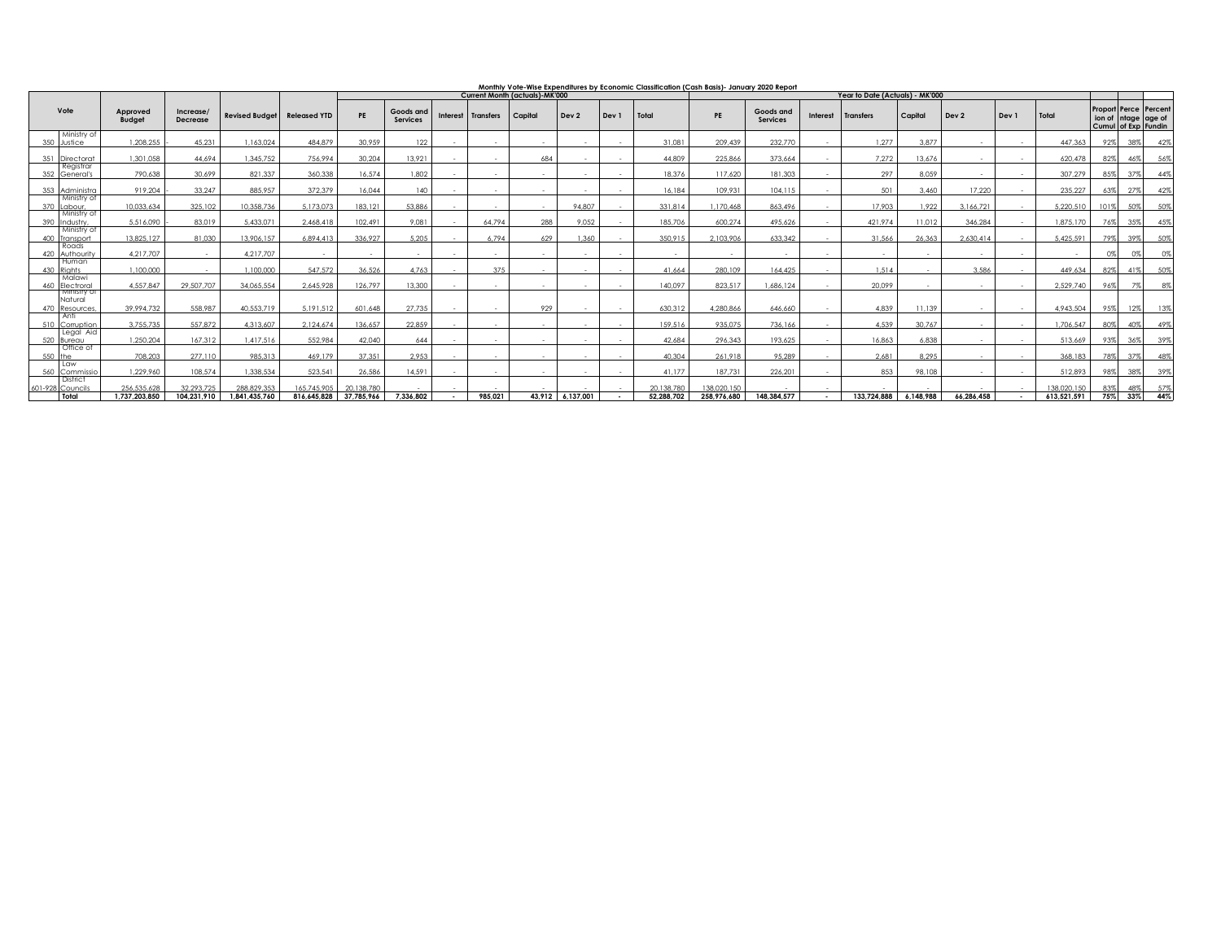**Monthly Vote-Wise Expenditures by Economic Classification (Cash Basis)- January 2020 Report**

| Vote | | Approved Budget | Increase/ Decrease | Revised Budget | Released YTD | Current Month (actuals)-MK'000 | | | | | | | | Year to Date (Actuals) - MK'000 | | | | | | | | Proportion of Cumul | Percentage of Exp | Percentage of Fundin |
|---|---|---|---|---|---|---|---|---|---|---|---|---|---|---|---|---|---|---|---|---|---|---|---|---|
| | | | | | | PE | Goods and Services | Interest | Transfers | Capital | Dev 2 | Dev 1 | Total | PE | Goods and Services | Interest | Transfers | Capital | Dev 2 | Dev 1 | Total | | | |
| 350 | Ministry of Justice | 1,208,255 | - 45,231 | 1,163,024 | 484,879 | 30,959 | 122 | - | - | - | - | - | 31,081 | 209,439 | 232,770 | - | 1,277 | 3,877 | - | - | 447,363 | 92% | 38% | 42% |
| 351 | Directorat | 1,301,058 | 44,694 | 1,345,752 | 756,994 | 30,204 | 13,921 | - | - | 684 | - | - | 44,809 | 225,866 | 373,664 | - | 7,272 | 13,676 | - | - | 620,478 | 82% | 46% | 56% |
| 352 | Registrar General's | 790,638 | 30,699 | 821,337 | 360,338 | 16,574 | 1,802 | - | - | - | - | - | 18,376 | 117,620 | 181,303 | - | 297 | 8,059 | - | - | 307,279 | 85% | 37% | 44% |
| 353 | Administra | 919,204 | - 33,247 | 885,957 | 372,379 | 16,044 | 140 | - | - | - | - | - | 16,184 | 109,931 | 104,115 | - | 501 | 3,460 | 17,220 | - | 235,227 | 63% | 27% | 42% |
| 370 | Ministry of Labour, | 10,033,634 | 325,102 | 10,358,736 | 5,173,073 | 183,121 | 53,886 | - | - | - | 94,807 | - | 331,814 | 1,170,468 | 863,496 | - | 17,903 | 1,922 | 3,166,721 | - | 5,220,510 | 101% | 50% | 50% |
| 390 | Ministry of Industry, | 5,516,090 | - 83,019 | 5,433,071 | 2,468,418 | 102,491 | 9,081 | - | 64,794 | 288 | 9,052 | - | 185,706 | 600,274 | 495,626 | - | 421,974 | 11,012 | 346,284 | - | 1,875,170 | 76% | 35% | 45% |
| 400 | Ministry of Transport | 13,825,127 | 81,030 | 13,906,157 | 6,894,413 | 336,927 | 5,205 | - | 6,794 | 629 | 1,360 | - | 350,915 | 2,103,906 | 633,342 | - | 31,566 | 26,363 | 2,630,414 | - | 5,425,591 | 79% | 39% | 50% |
| 420 | Roads Authourity | 4,217,707 | - | 4,217,707 | - | - | - | - | - | - | - | - | - | - | - | - | - | - | - | - | - | 0% | 0% | 0% |
| 430 | Human Rights | 1,100,000 | - | 1,100,000 | 547,572 | 36,526 | 4,763 | - | 375 | - | - | - | 41,664 | 280,109 | 164,425 | - | 1,514 | - | 3,586 | - | 449,634 | 82% | 41% | 50% |
| 460 | Malawi Electroral | 4,557,847 | 29,507,707 | 34,065,554 | 2,645,928 | 126,797 | 13,300 | - | - | - | - | - | 140,097 | 823,517 | 1,686,124 | - | 20,099 | - | - | - | 2,529,740 | 96% | 7% | 8% |
| 470 | Ministry of Natural Resources, | 39,994,732 | 558,987 | 40,553,719 | 5,191,512 | 601,648 | 27,735 | - | - | 929 | - | - | 630,312 | 4,280,866 | 646,660 | - | 4,839 | 11,139 | - | - | 4,943,504 | 95% | 12% | 13% |
| 510 | Anti Corruption | 3,755,735 | 557,872 | 4,313,607 | 2,124,674 | 136,657 | 22,859 | - | - | - | - | - | 159,516 | 935,075 | 736,166 | - | 4,539 | 30,767 | - | - | 1,706,547 | 80% | 40% | 49% |
| 520 | Legal Aid Bureau | 1,250,204 | 167,312 | 1,417,516 | 552,984 | 42,040 | 644 | - | - | - | - | - | 42,684 | 296,343 | 193,625 | - | 16,863 | 6,838 | - | - | 513,669 | 93% | 36% | 39% |
| 550 | Office of the | 708,203 | 277,110 | 985,313 | 469,179 | 37,351 | 2,953 | - | - | - | - | - | 40,304 | 261,918 | 95,289 | - | 2,681 | 8,295 | - | - | 368,183 | 78% | 37% | 48% |
| 560 | Law Commissio | 1,229,960 | 108,574 | 1,338,534 | 523,541 | 26,586 | 14,591 | - | - | - | - | - | 41,177 | 187,731 | 226,201 | - | 853 | 98,108 | - | - | 512,893 | 98% | 38% | 39% |
| 601-928 | District Councils | 256,535,628 | 32,293,725 | 288,829,353 | 165,745,905 | 20,138,780 | - | - | - | - | - | - | 20,138,780 | 138,020,150 | - | - | - | - | - | - | 138,020,150 | 83% | 48% | 57% |
| | **Total** | **1,737,203,850** | **104,231,910** | **1,841,435,760** | **816,645,828** | **37,785,966** | **7,336,802** | **-** | **985,021** | **43,912** | **6,137,001** | **-** | **52,288,702** | **258,976,680** | **148,384,577** | **-** | **133,724,888** | **6,148,988** | **66,286,458** | **-** | **613,521,591** | **75%** | **33%** | **44%** |